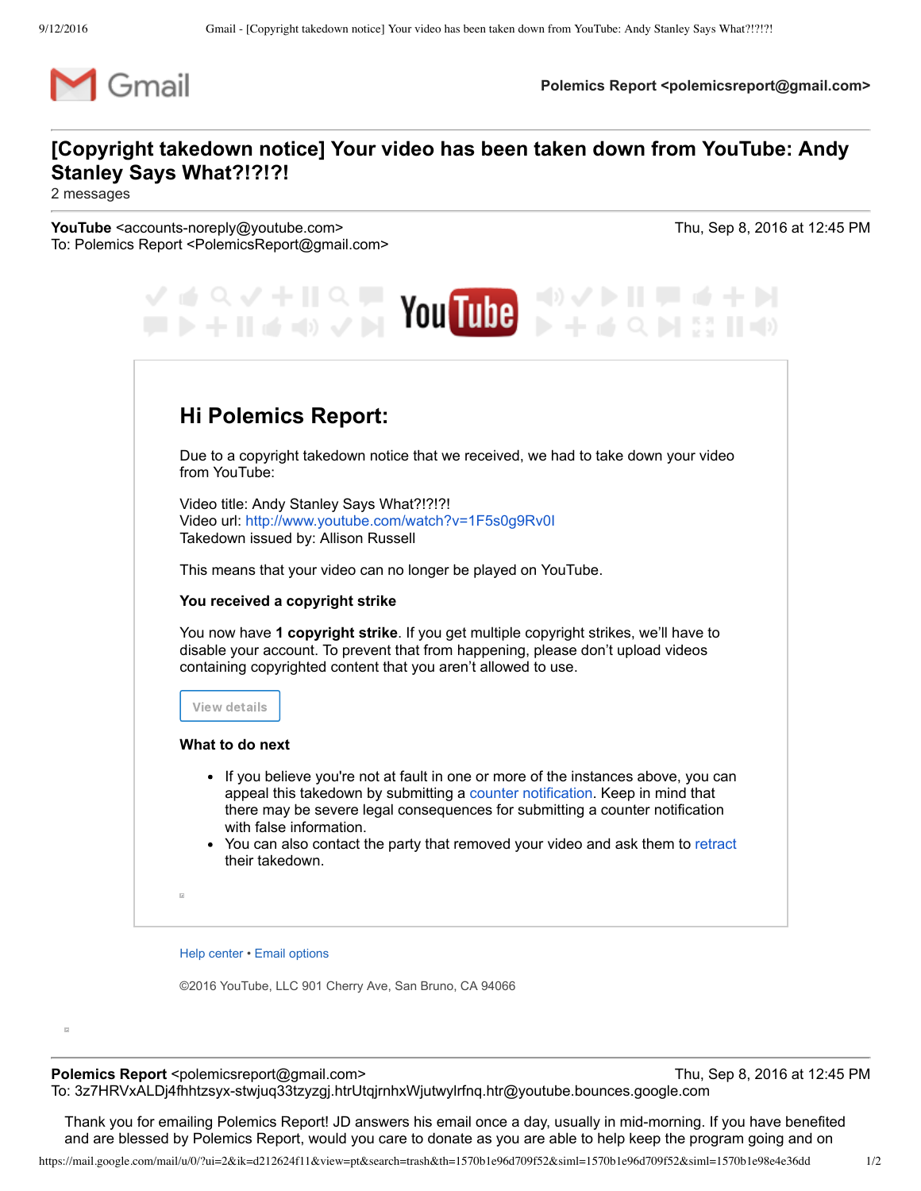Gmail

Polemics Report <polemicsreport@gmail.com>

# [Copyright takedown notice] Your video has been taken down from YouTube: Andy Stanley Says What?!?!?!

2 messages

**YouTube** <accounts-noreply@youtube.com>
To: Polemics Report <PolemicsReport@gmail.com>

Thu, Sep 8, 2016 at 12:45 PM

## Hi Polemics Report:

Due to a copyright takedown notice that we received, we had to take down your video from YouTube:

Video title: Andy Stanley Says What?!?!?!
Video url: http://www.youtube.com/watch?v=1F5s0g9Rv0I
Takedown issued by: Allison Russell

This means that your video can no longer be played on YouTube.

**You received a copyright strike**

You now have **1 copyright strike**. If you get multiple copyright strikes, we'll have to disable your account. To prevent that from happening, please don't upload videos containing copyrighted content that you aren't allowed to use.

View details

**What to do next**

- If you believe you're not at fault in one or more of the instances above, you can appeal this takedown by submitting a counter notification. Keep in mind that there may be severe legal consequences for submitting a counter notification with false information.
- You can also contact the party that removed your video and ask them to retract their takedown.

Help center • Email options

©2016 YouTube, LLC 901 Cherry Ave, San Bruno, CA 94066

---

**Polemics Report** <polemicsreport@gmail.com>
To: 3z7HRVxALDj4fhhtzsyx-stwjuq33tzyzgj.htrUtqjrnhxWjutwylrfnq.htr@youtube.bounces.google.com

Thu, Sep 8, 2016 at 12:45 PM

Thank you for emailing Polemics Report! JD answers his email once a day, usually in mid-morning. If you have benefited and are blessed by Polemics Report, would you care to donate as you are able to help keep the program going and on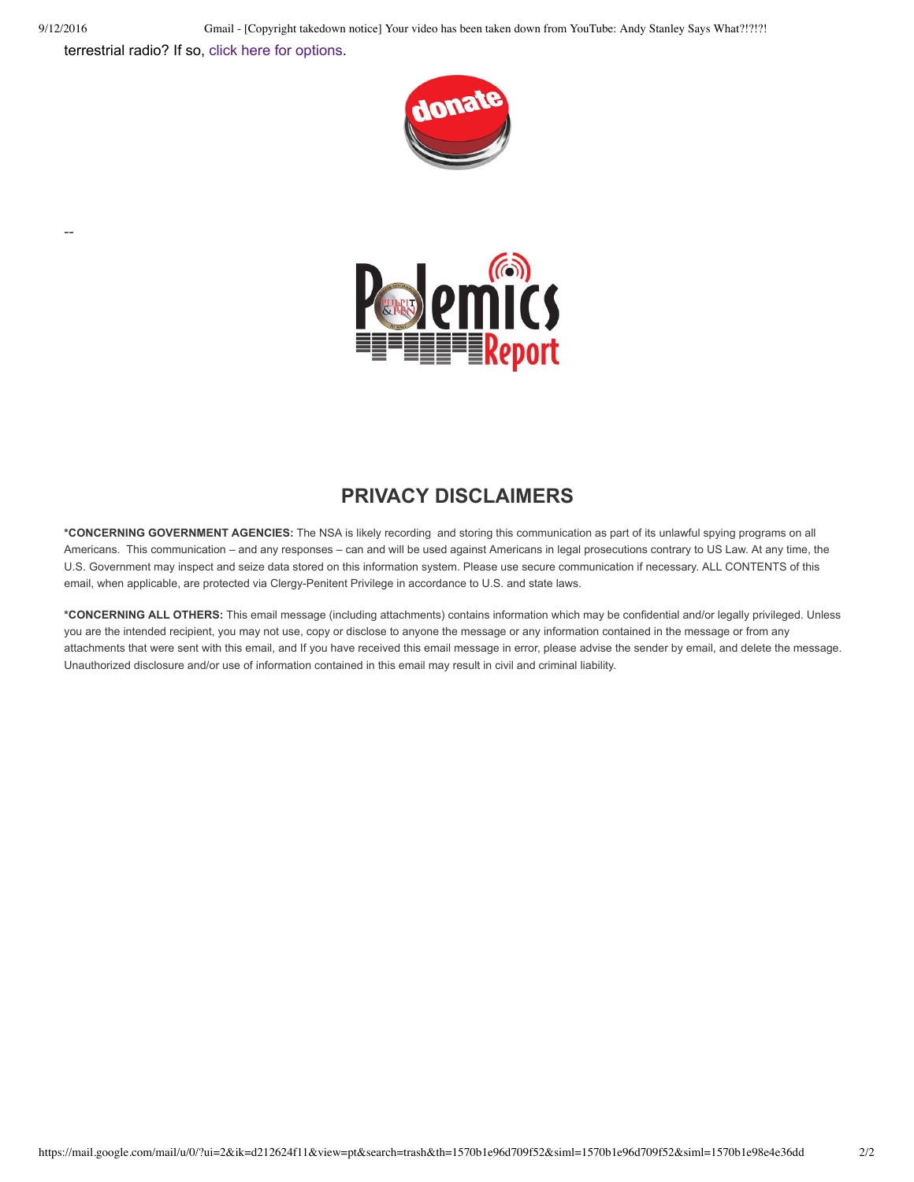terrestrial radio? If so, click here for options.

--

## PRIVACY DISCLAIMERS

**\*CONCERNING GOVERNMENT AGENCIES:** The NSA is likely recording and storing this communication as part of its unlawful spying programs on all Americans. This communication – and any responses – can and will be used against Americans in legal prosecutions contrary to US Law. At any time, the U.S. Government may inspect and seize data stored on this information system. Please use secure communication if necessary. ALL CONTENTS of this email, when applicable, are protected via Clergy-Penitent Privilege in accordance to U.S. and state laws.

**\*CONCERNING ALL OTHERS:** This email message (including attachments) contains information which may be confidential and/or legally privileged. Unless you are the intended recipient, you may not use, copy or disclose to anyone the message or any information contained in the message or from any attachments that were sent with this email, and If you have received this email message in error, please advise the sender by email, and delete the message. Unauthorized disclosure and/or use of information contained in this email may result in civil and criminal liability.